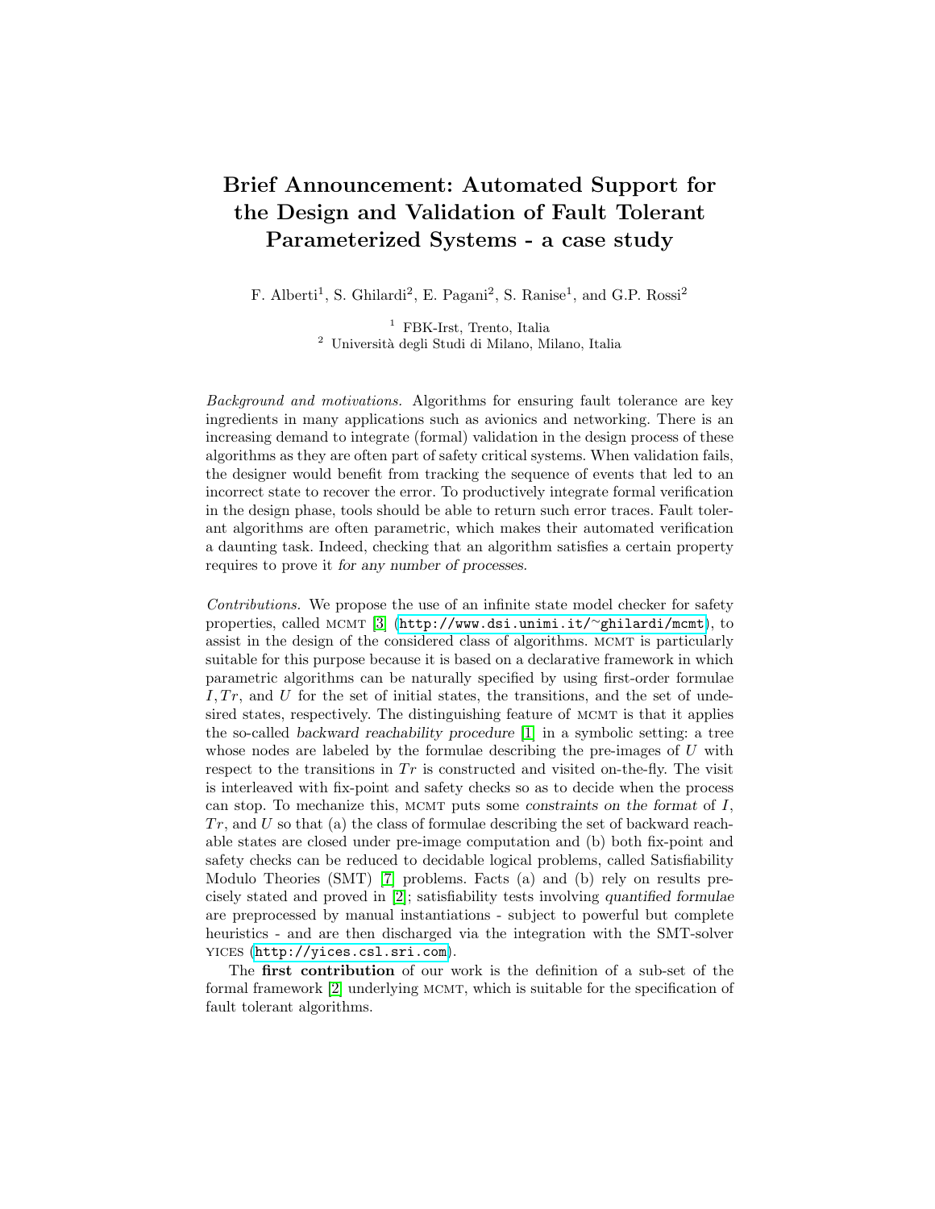# Brief Announcement: Automated Support for the Design and Validation of Fault Tolerant Parameterized Systems - a case study

F. Alberti[1], S. Ghilardi[2], E. Pagani[2], S. Ranise[1], and G.P. Rossi[2]

[1] FBK-Irst, Trento, Italia
[2] Università degli Studi di Milano, Milano, Italia

*Background and motivations.* Algorithms for ensuring fault tolerance are key ingredients in many applications such as avionics and networking. There is an increasing demand to integrate (formal) validation in the design process of these algorithms as they are often part of safety critical systems. When validation fails, the designer would benefit from tracking the sequence of events that led to an incorrect state to recover the error. To productively integrate formal verification in the design phase, tools should be able to return such error traces. Fault tolerant algorithms are often parametric, which makes their automated verification a daunting task. Indeed, checking that an algorithm satisfies a certain property requires to prove it *for any number of processes*.

*Contributions.* We propose the use of an infinite state model checker for safety properties, called MCMT [3] (http://www.dsi.unimi.it/~ghilardi/mcmt), to assist in the design of the considered class of algorithms. MCMT is particularly suitable for this purpose because it is based on a declarative framework in which parametric algorithms can be naturally specified by using first-order formulae $I, Tr$, and $U$ for the set of initial states, the transitions, and the set of undesired states, respectively. The distinguishing feature of MCMT is that it applies the so-called *backward reachability procedure* [1] in a symbolic setting: a tree whose nodes are labeled by the formulae describing the pre-images of $U$ with respect to the transitions in $Tr$ is constructed and visited on-the-fly. The visit is interleaved with fix-point and safety checks so as to decide when the process can stop. To mechanize this, MCMT puts some *constraints on the format* of $I$, $Tr$, and $U$ so that (a) the class of formulae describing the set of backward reachable states are closed under pre-image computation and (b) both fix-point and safety checks can be reduced to decidable logical problems, called Satisfiability Modulo Theories (SMT) [7] problems. Facts (a) and (b) rely on results precisely stated and proved in [2]; satisfiability tests involving *quantified formulae* are preprocessed by manual instantiations - subject to powerful but complete heuristics - and are then discharged via the integration with the SMT-solver YICES (http://yices.csl.sri.com).

The **first contribution** of our work is the definition of a sub-set of the formal framework [2] underlying MCMT, which is suitable for the specification of fault tolerant algorithms.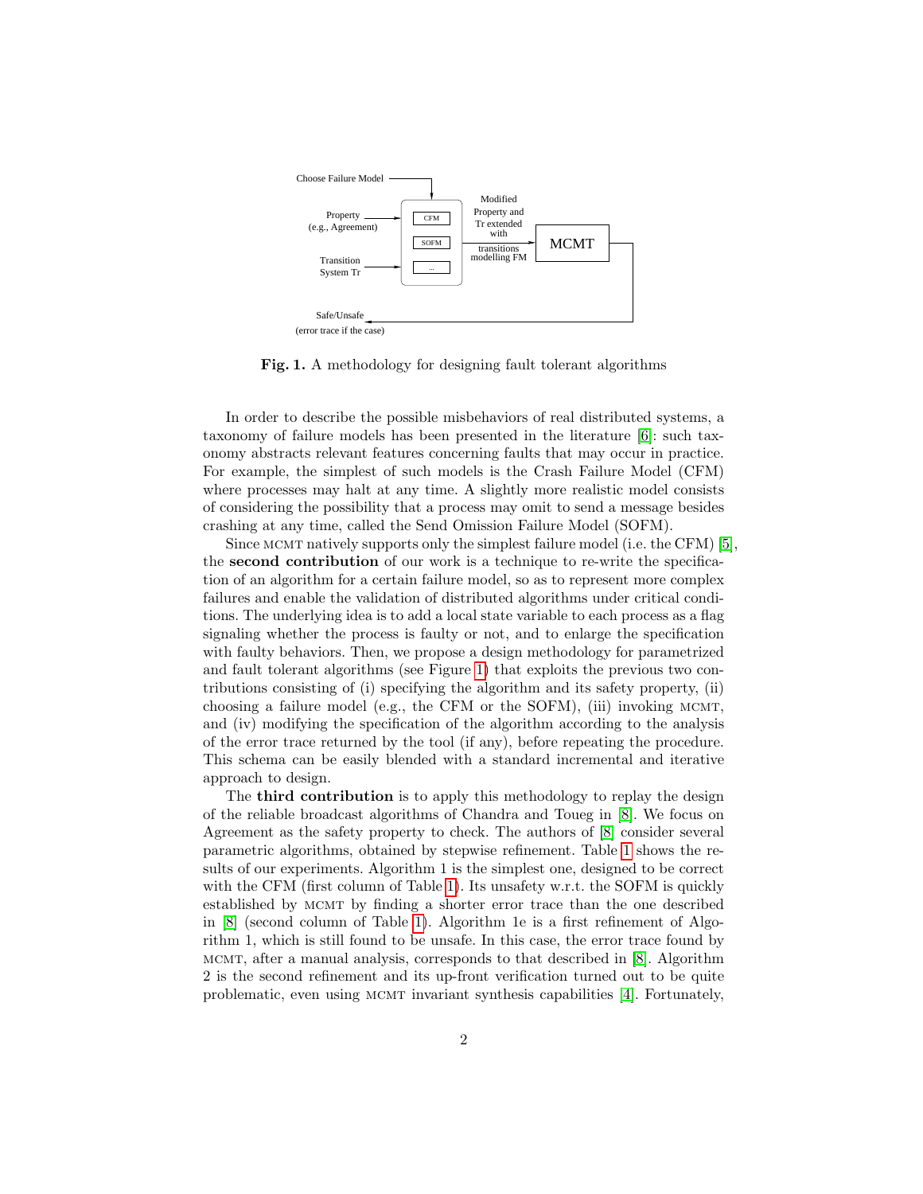Fig. 1. A methodology for designing fault tolerant algorithms

In order to describe the possible misbehaviors of real distributed systems, a taxonomy of failure models has been presented in the literature [6]: such taxonomy abstracts relevant features concerning faults that may occur in practice. For example, the simplest of such models is the Crash Failure Model (CFM) where processes may halt at any time. A slightly more realistic model consists of considering the possibility that a process may omit to send a message besides crashing at any time, called the Send Omission Failure Model (SOFM).

Since MCMT natively supports only the simplest failure model (i.e. the CFM) [5], the **second contribution** of our work is a technique to re-write the specification of an algorithm for a certain failure model, so as to represent more complex failures and enable the validation of distributed algorithms under critical conditions. The underlying idea is to add a local state variable to each process as a flag signaling whether the process is faulty or not, and to enlarge the specification with faulty behaviors. Then, we propose a design methodology for parametrized and fault tolerant algorithms (see Figure 1) that exploits the previous two contributions consisting of (i) specifying the algorithm and its safety property, (ii) choosing a failure model (e.g., the CFM or the SOFM), (iii) invoking MCMT, and (iv) modifying the specification of the algorithm according to the analysis of the error trace returned by the tool (if any), before repeating the procedure. This schema can be easily blended with a standard incremental and iterative approach to design.

The **third contribution** is to apply this methodology to replay the design of the reliable broadcast algorithms of Chandra and Toueg in [8]. We focus on Agreement as the safety property to check. The authors of [8] consider several parametric algorithms, obtained by stepwise refinement. Table 1 shows the results of our experiments. Algorithm 1 is the simplest one, designed to be correct with the CFM (first column of Table 1). Its unsafety w.r.t. the SOFM is quickly established by MCMT by finding a shorter error trace than the one described in [8] (second column of Table 1). Algorithm 1e is a first refinement of Algorithm 1, which is still found to be unsafe. In this case, the error trace found by MCMT, after a manual analysis, corresponds to that described in [8]. Algorithm 2 is the second refinement and its up-front verification turned out to be quite problematic, even using MCMT invariant synthesis capabilities [4]. Fortunately,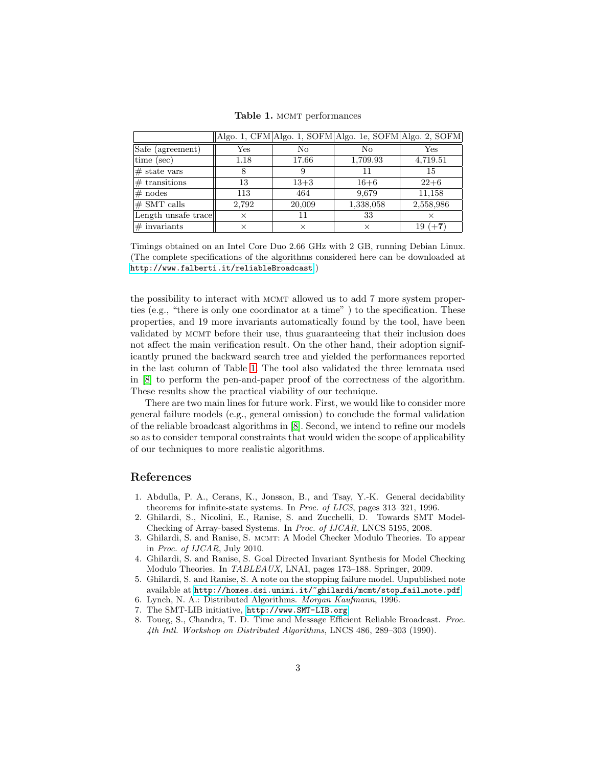**Table 1.** MCMT performances

| | Algo. 1, CFM | Algo. 1, SOFM | Algo. 1e, SOFM | Algo. 2, SOFM |
|---|---|---|---|---|
| Safe (agreement) | Yes | No | No | Yes |
| time (sec) | 1.18 | 17.66 | 1,709.93 | 4,719.51 |
| # state vars | 8 | 9 | 11 | 15 |
| # transitions | 13 | 13+3 | 16+6 | 22+6 |
| # nodes | 113 | 464 | 9,679 | 11,158 |
| # SMT calls | 2,792 | 20,009 | 1,338,058 | 2,558,986 |
| Length unsafe trace | × | 11 | 33 | × |
| # invariants | × | × | × | 19 (+**7**) |

Timings obtained on an Intel Core Duo 2.66 GHz with 2 GB, running Debian Linux. (The complete specifications of the algorithms considered here can be downloaded at http://www.falberti.it/reliableBroadcast)

the possibility to interact with MCMT allowed us to add 7 more system properties (e.g., "there is only one coordinator at a time" ) to the specification. These properties, and 19 more invariants automatically found by the tool, have been validated by MCMT before their use, thus guaranteeing that their inclusion does not affect the main verification result. On the other hand, their adoption significantly pruned the backward search tree and yielded the performances reported in the last column of Table 1. The tool also validated the three lemmata used in [8] to perform the pen-and-paper proof of the correctness of the algorithm. These results show the practical viability of our technique.

There are two main lines for future work. First, we would like to consider more general failure models (e.g., general omission) to conclude the formal validation of the reliable broadcast algorithms in [8]. Second, we intend to refine our models so as to consider temporal constraints that would widen the scope of applicability of our techniques to more realistic algorithms.

## References

1. Abdulla, P. A., Cerans, K., Jonsson, B., and Tsay, Y.-K. General decidability theorems for infinite-state systems. In *Proc. of LICS*, pages 313–321, 1996.
2. Ghilardi, S., Nicolini, E., Ranise, S. and Zucchelli, D. Towards SMT Model-Checking of Array-based Systems. In *Proc. of IJCAR*, LNCS 5195, 2008.
3. Ghilardi, S. and Ranise, S. MCMT: A Model Checker Modulo Theories. To appear in *Proc. of IJCAR*, July 2010.
4. Ghilardi, S. and Ranise, S. Goal Directed Invariant Synthesis for Model Checking Modulo Theories. In *TABLEAUX*, LNAI, pages 173–188. Springer, 2009.
5. Ghilardi, S. and Ranise, S. A note on the stopping failure model. Unpublished note available at http://homes.dsi.unimi.it/~ghilardi/mcmt/stop_fail_note.pdf
6. Lynch, N. A.: Distributed Algorithms. *Morgan Kaufmann*, 1996.
7. The SMT-LIB initiative, http://www.SMT-LIB.org
8. Toueg, S., Chandra, T. D. Time and Message Efficient Reliable Broadcast. *Proc. 4th Intl. Workshop on Distributed Algorithms*, LNCS 486, 289–303 (1990).